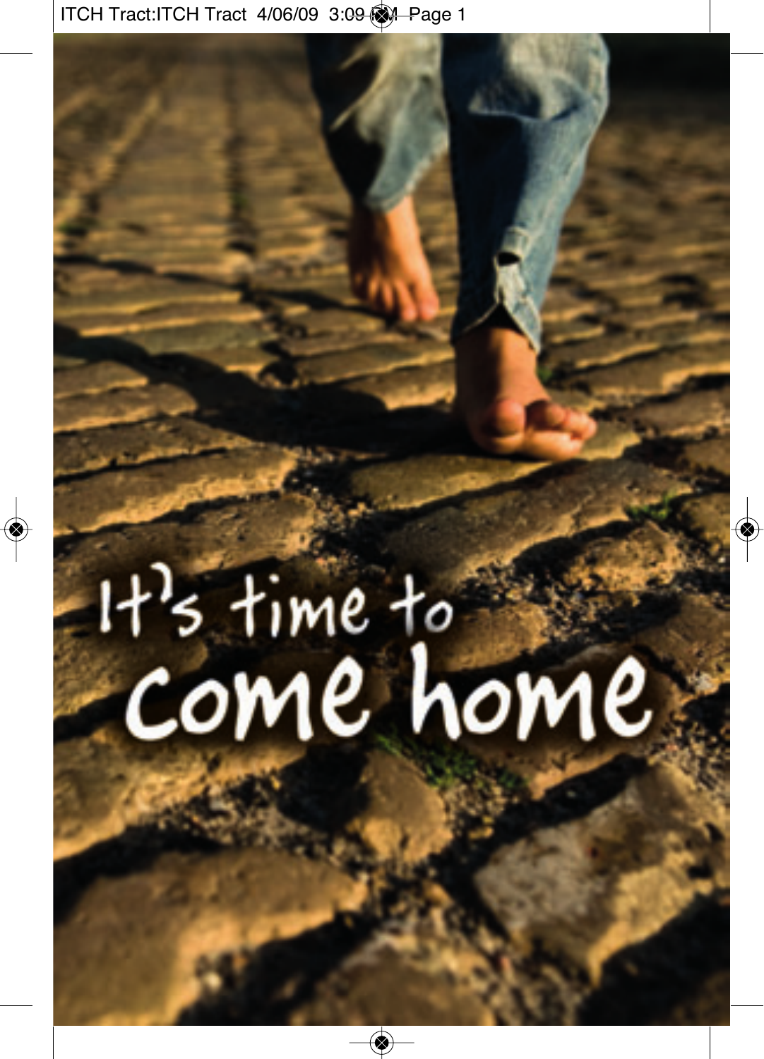# It's time to come home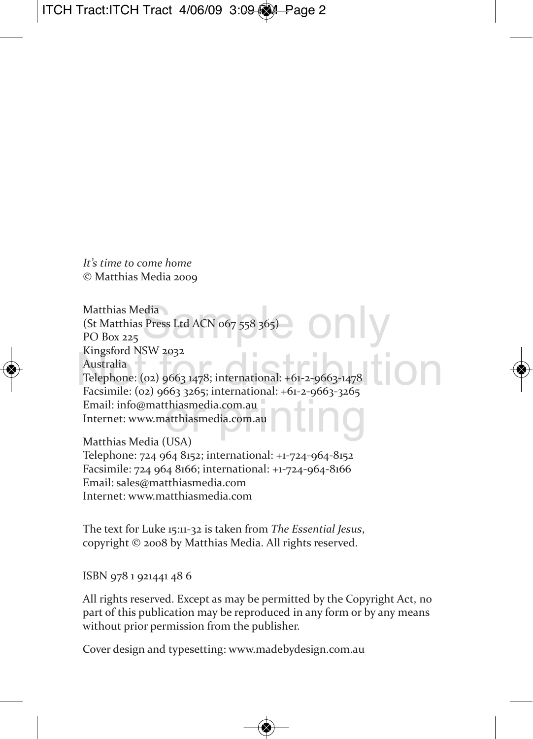*It's time to come home*
© Matthias Media 2009

Matthias Media
(St Matthias Press Ltd ACN 067 558 365)
PO Box 225
Kingsford NSW 2032
Australia
Telephone: (02) 9663 1478; international: +61-2-9663-1478
Facsimile: (02) 9663 3265; international: +61-2-9663-3265
Email: info@matthiasmedia.com.au
Internet: www.matthiasmedia.com.au

Matthias Media (USA)
Telephone: 724 964 8152; international: +1-724-964-8152
Facsimile: 724 964 8166; international: +1-724-964-8166
Email: sales@matthiasmedia.com
Internet: www.matthiasmedia.com

The text for Luke 15:11-32 is taken from *The Essential Jesus*, copyright © 2008 by Matthias Media. All rights reserved.

ISBN 978 1 921441 48 6

All rights reserved. Except as may be permitted by the Copyright Act, no part of this publication may be reproduced in any form or by any means without prior permission from the publisher.

Cover design and typesetting: www.madebydesign.com.au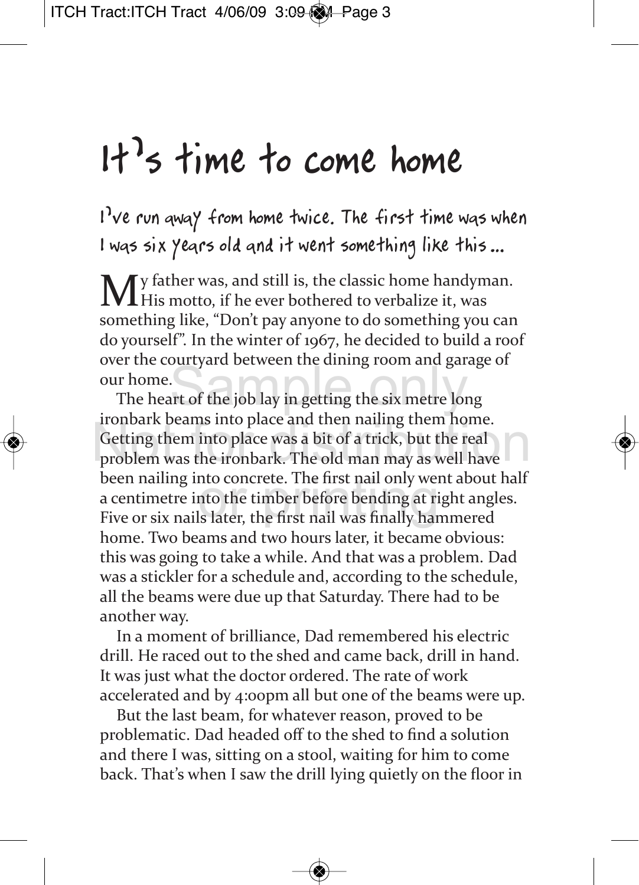# It's time to come home

**I've run away from home twice. The first time was when I was six years old and it went something like this ...**

My father was, and still is, the classic home handyman. His motto, if he ever bothered to verbalize it, was something like, "Don't pay anyone to do something you can do yourself". In the winter of 1967, he decided to build a roof over the courtyard between the dining room and garage of our home.

The heart of the job lay in getting the six metre long ironbark beams into place and then nailing them home. Getting them into place was a bit of a trick, but the real problem was the ironbark. The old man may as well have been nailing into concrete. The first nail only went about half a centimetre into the timber before bending at right angles. Five or six nails later, the first nail was finally hammered home. Two beams and two hours later, it became obvious: this was going to take a while. And that was a problem. Dad was a stickler for a schedule and, according to the schedule, all the beams were due up that Saturday. There had to be another way.

In a moment of brilliance, Dad remembered his electric drill. He raced out to the shed and came back, drill in hand. It was just what the doctor ordered. The rate of work accelerated and by 4:00pm all but one of the beams were up.

But the last beam, for whatever reason, proved to be problematic. Dad headed off to the shed to find a solution and there I was, sitting on a stool, waiting for him to come back. That's when I saw the drill lying quietly on the floor in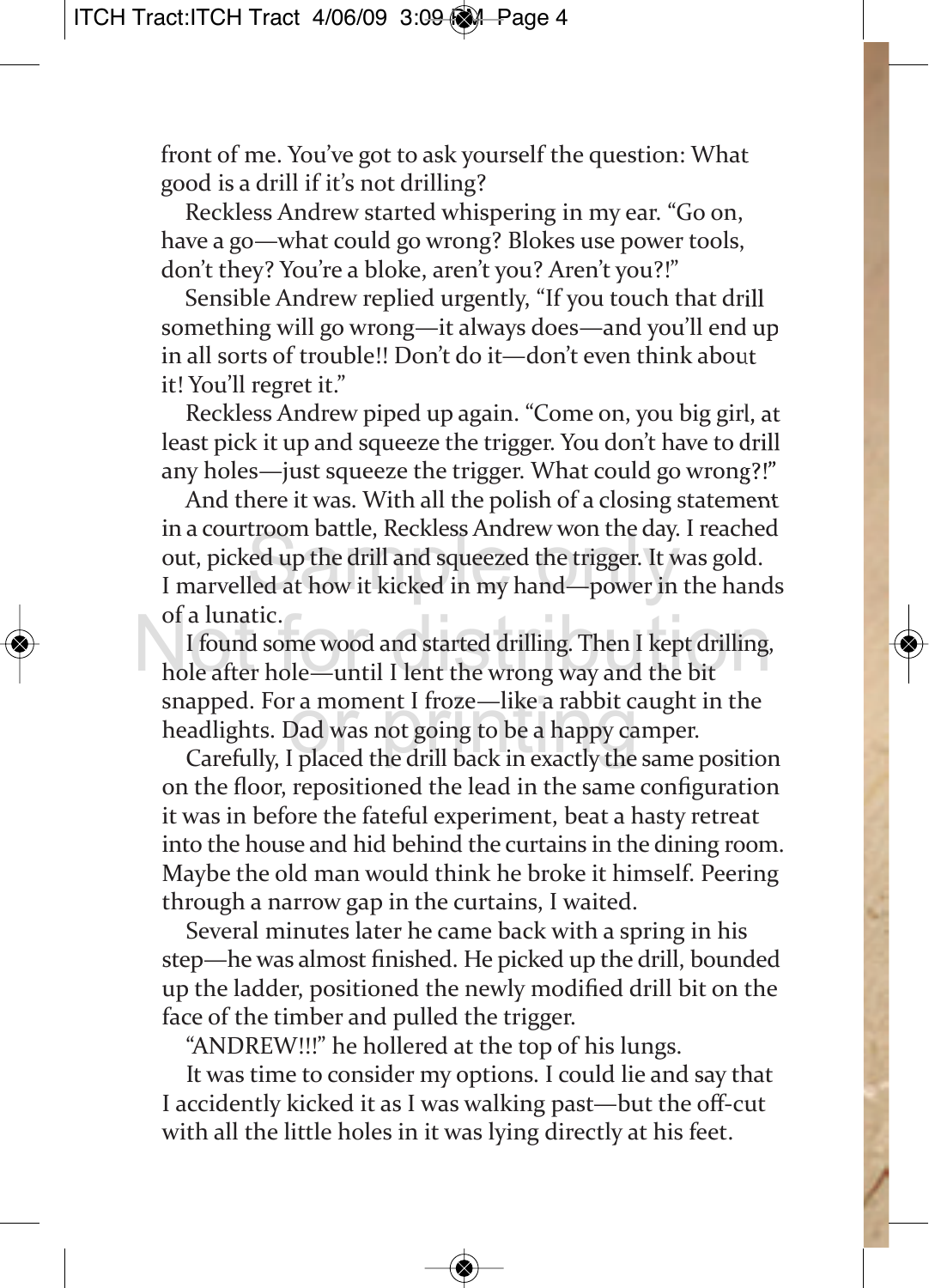front of me. You've got to ask yourself the question: What good is a drill if it's not drilling?

Reckless Andrew started whispering in my ear. "Go on, have a go—what could go wrong? Blokes use power tools, don't they? You're a bloke, aren't you? Aren't you?!"

Sensible Andrew replied urgently, "If you touch that drill something will go wrong—it always does—and you'll end up in all sorts of trouble!! Don't do it—don't even think about it! You'll regret it."

Reckless Andrew piped up again. "Come on, you big girl, at least pick it up and squeeze the trigger. You don't have to drill any holes—just squeeze the trigger. What could go wrong?!"

And there it was. With all the polish of a closing statement in a courtroom battle, Reckless Andrew won the day. I reached out, picked up the drill and squeezed the trigger. It was gold. I marvelled at how it kicked in my hand—power in the hands of a lunatic.

I found some wood and started drilling. Then I kept drilling, hole after hole—until I lent the wrong way and the bit snapped. For a moment I froze—like a rabbit caught in the headlights. Dad was not going to be a happy camper.

Carefully, I placed the drill back in exactly the same position on the floor, repositioned the lead in the same configuration it was in before the fateful experiment, beat a hasty retreat into the house and hid behind the curtains in the dining room. Maybe the old man would think he broke it himself. Peering through a narrow gap in the curtains, I waited.

Several minutes later he came back with a spring in his step—he was almost finished. He picked up the drill, bounded up the ladder, positioned the newly modified drill bit on the face of the timber and pulled the trigger.

"ANDREW!!!" he hollered at the top of his lungs.

It was time to consider my options. I could lie and say that I accidently kicked it as I was walking past—but the off-cut with all the little holes in it was lying directly at his feet.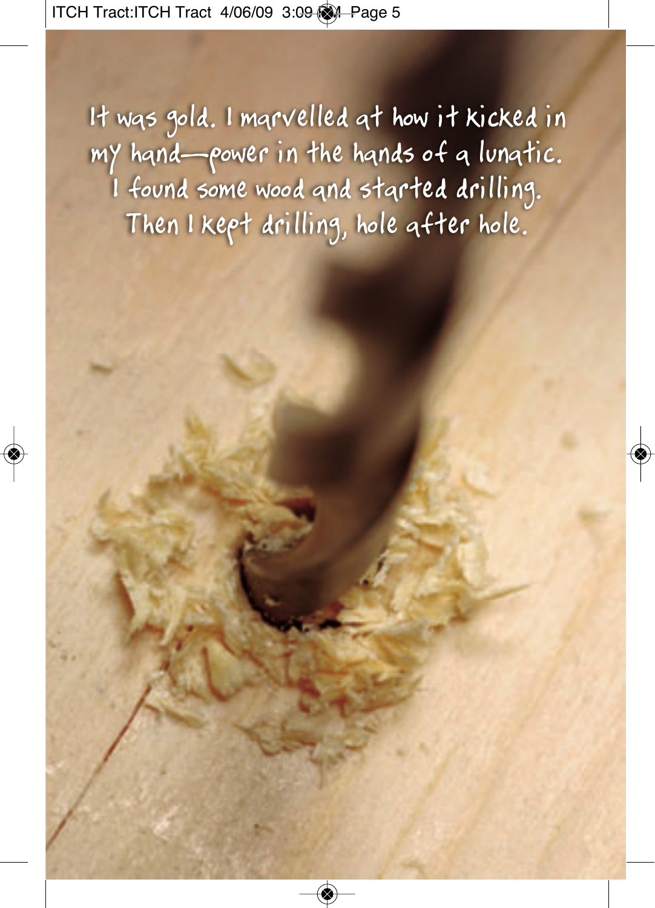It was gold. I marvelled at how it kicked in my hand—power in the hands of a lunatic. I found some wood and started drilling. Then I kept drilling, hole after hole.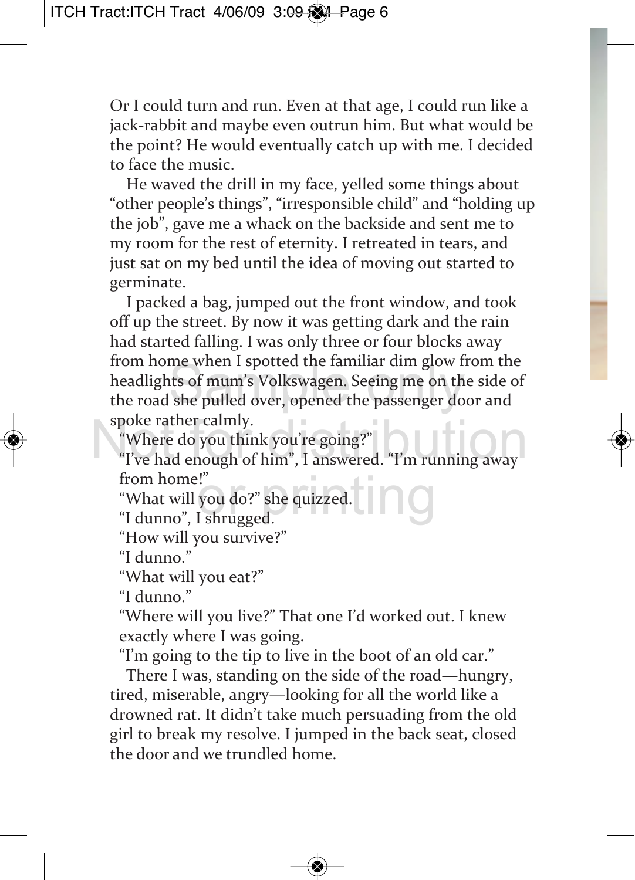Or I could turn and run. Even at that age, I could run like a jack-rabbit and maybe even outrun him. But what would be the point? He would eventually catch up with me. I decided to face the music.

He waved the drill in my face, yelled some things about "other people's things", "irresponsible child" and "holding up the job", gave me a whack on the backside and sent me to my room for the rest of eternity. I retreated in tears, and just sat on my bed until the idea of moving out started to germinate.

I packed a bag, jumped out the front window, and took off up the street. By now it was getting dark and the rain had started falling. I was only three or four blocks away from home when I spotted the familiar dim glow from the headlights of mum's Volkswagen. Seeing me on the side of the road she pulled over, opened the passenger door and spoke rather calmly.

"Where do you think you're going?"

"I've had enough of him", I answered. "I'm running away from home!"

"What will you do?" she quizzed.

"I dunno", I shrugged.

"How will you survive?"

"I dunno."

"What will you eat?"

"I dunno."

"Where will you live?" That one I'd worked out. I knew exactly where I was going.

"I'm going to the tip to live in the boot of an old car."

There I was, standing on the side of the road—hungry, tired, miserable, angry—looking for all the world like a drowned rat. It didn't take much persuading from the old girl to break my resolve. I jumped in the back seat, closed the door and we trundled home.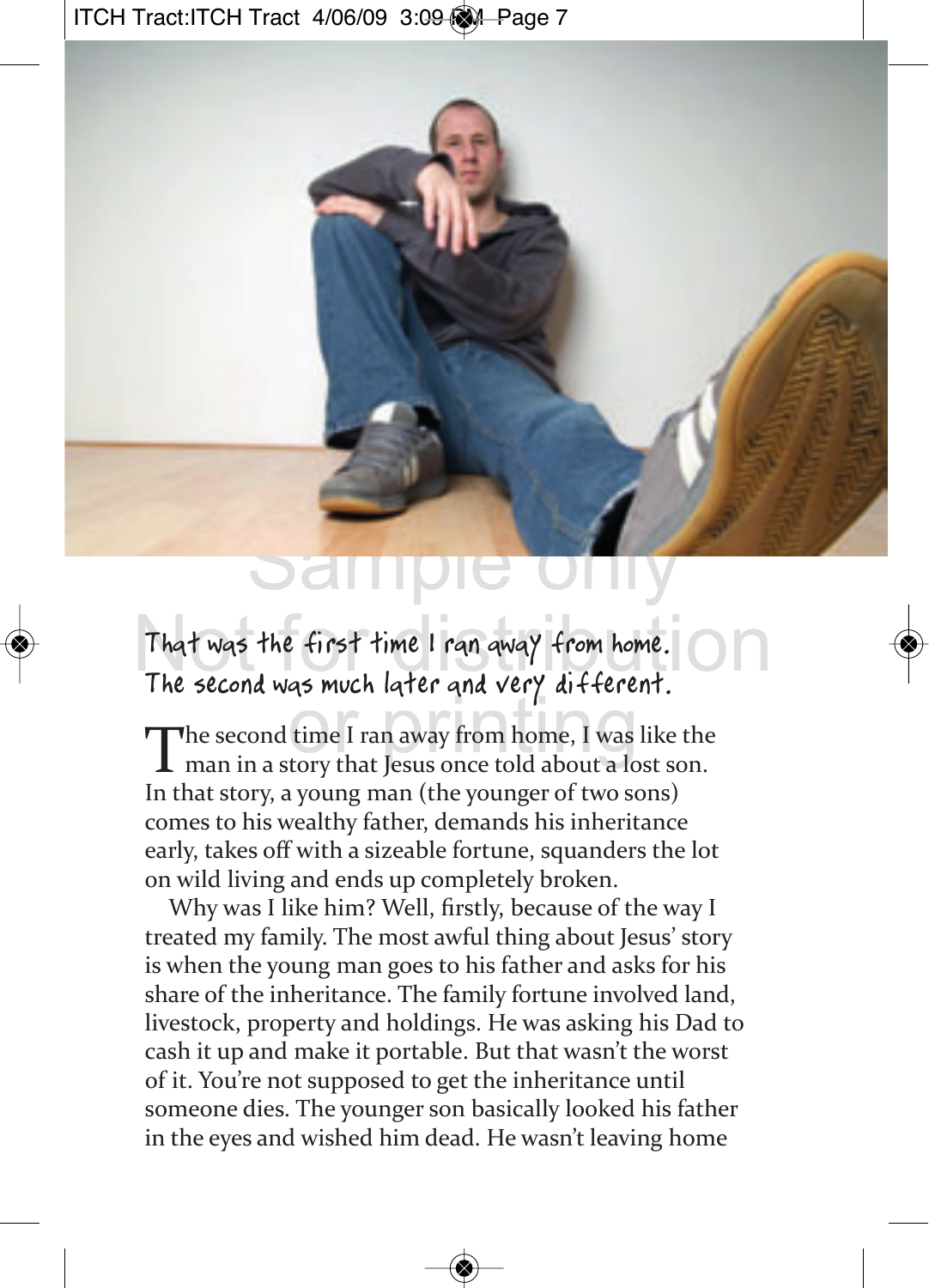That was the first time I ran away from home.
The second was much later and very different.

The second time I ran away from home, I was like the man in a story that Jesus once told about a lost son. In that story, a young man (the younger of two sons) comes to his wealthy father, demands his inheritance early, takes off with a sizeable fortune, squanders the lot on wild living and ends up completely broken.

Why was I like him? Well, firstly, because of the way I treated my family. The most awful thing about Jesus' story is when the young man goes to his father and asks for his share of the inheritance. The family fortune involved land, livestock, property and holdings. He was asking his Dad to cash it up and make it portable. But that wasn't the worst of it. You're not supposed to get the inheritance until someone dies. The younger son basically looked his father in the eyes and wished him dead. He wasn't leaving home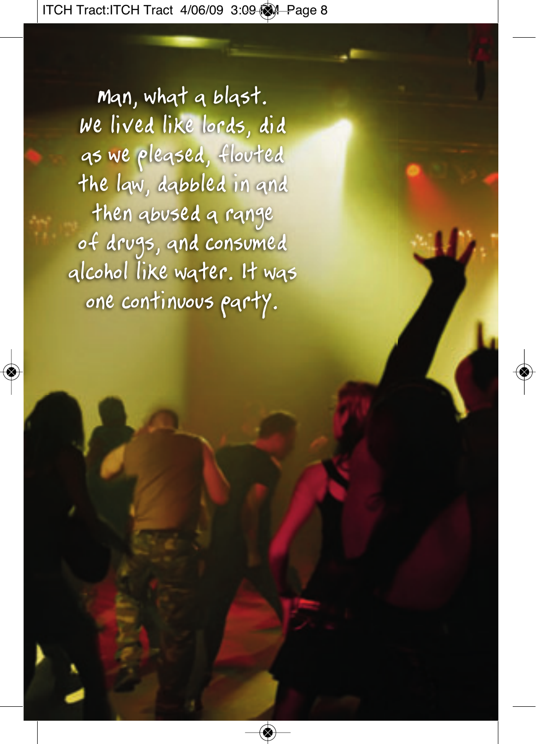Man, what a blast. We lived like lords, did as we pleased, flouted the law, dabbled in and then abused a range of drugs, and consumed alcohol like water. It was one continuous party.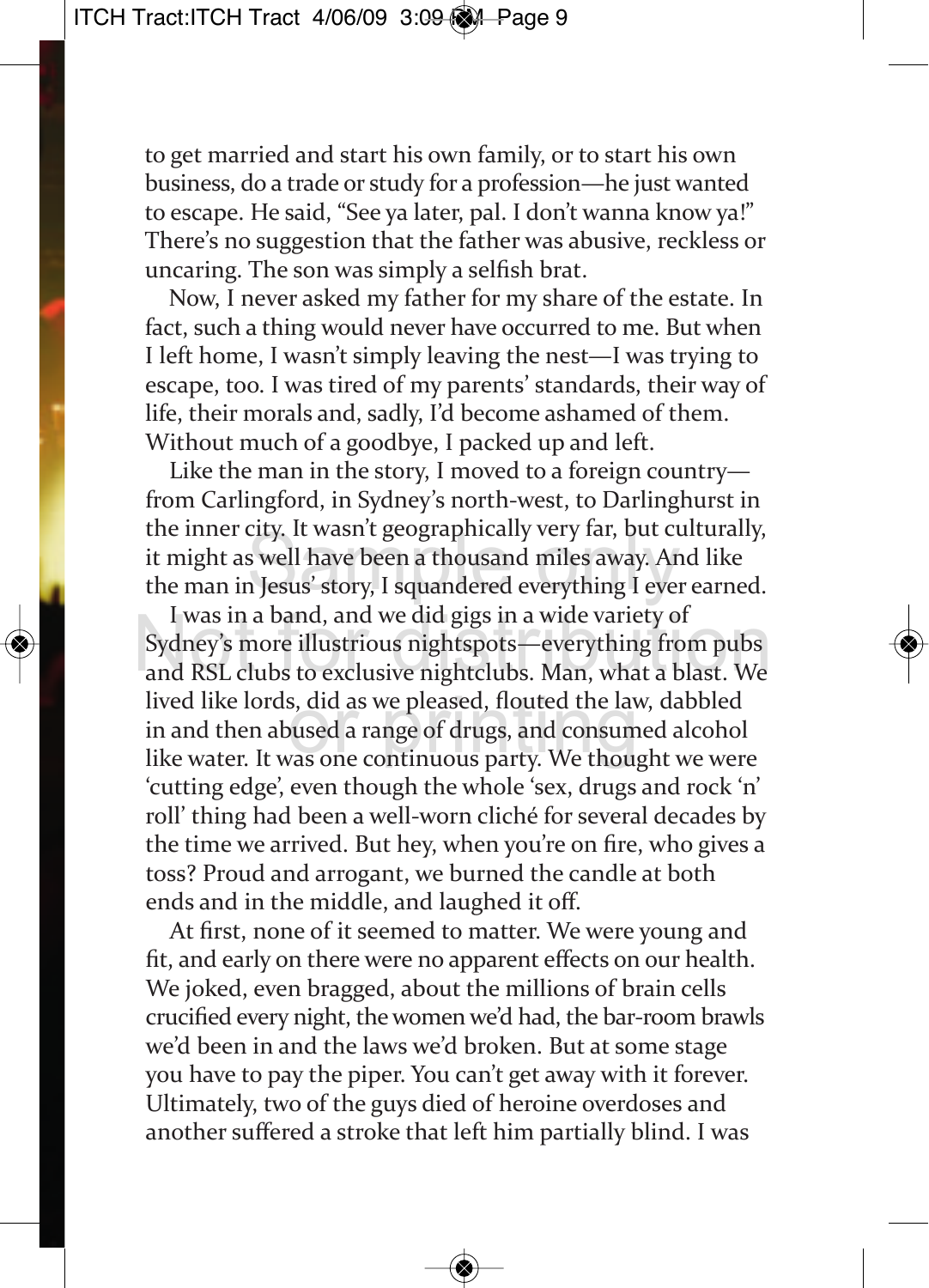to get married and start his own family, or to start his own business, do a trade or study for a profession—he just wanted to escape. He said, “See ya later, pal. I don’t wanna know ya!” There’s no suggestion that the father was abusive, reckless or uncaring. The son was simply a selfish brat.

Now, I never asked my father for my share of the estate. In fact, such a thing would never have occurred to me. But when I left home, I wasn’t simply leaving the nest—I was trying to escape, too. I was tired of my parents’ standards, their way of life, their morals and, sadly, I’d become ashamed of them. Without much of a goodbye, I packed up and left.

Like the man in the story, I moved to a foreign country—from Carlingford, in Sydney’s north-west, to Darlinghurst in the inner city. It wasn’t geographically very far, but culturally, it might as well have been a thousand miles away. And like the man in Jesus’ story, I squandered everything I ever earned.

I was in a band, and we did gigs in a wide variety of Sydney’s more illustrious nightspots—everything from pubs and RSL clubs to exclusive nightclubs. Man, what a blast. We lived like lords, did as we pleased, flouted the law, dabbled in and then abused a range of drugs, and consumed alcohol like water. It was one continuous party. We thought we were ‘cutting edge’, even though the whole ‘sex, drugs and rock ‘n’ roll’ thing had been a well-worn cliché for several decades by the time we arrived. But hey, when you’re on fire, who gives a toss? Proud and arrogant, we burned the candle at both ends and in the middle, and laughed it off.

At first, none of it seemed to matter. We were young and fit, and early on there were no apparent effects on our health. We joked, even bragged, about the millions of brain cells crucified every night, the women we’d had, the bar-room brawls we’d been in and the laws we’d broken. But at some stage you have to pay the piper. You can’t get away with it forever. Ultimately, two of the guys died of heroine overdoses and another suffered a stroke that left him partially blind. I was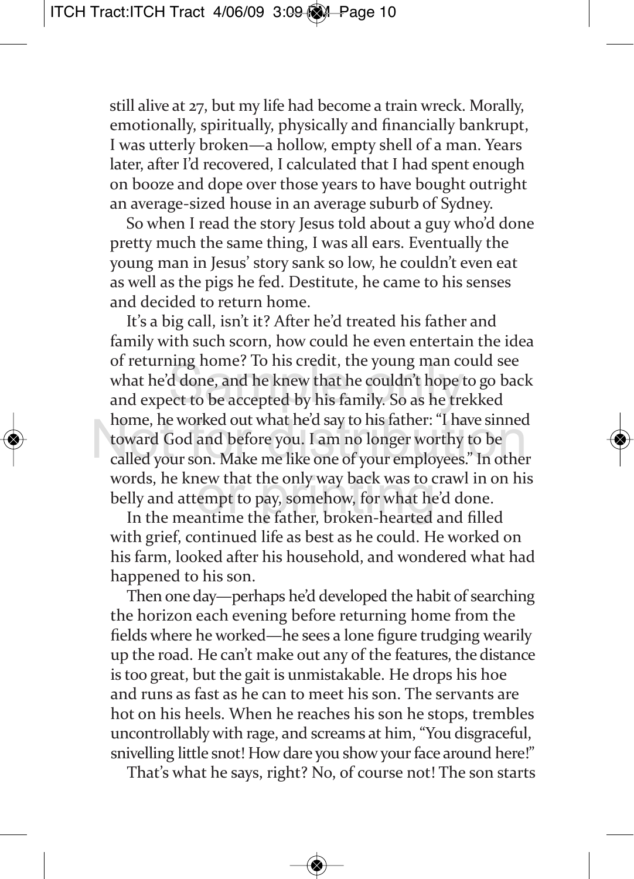still alive at 27, but my life had become a train wreck. Morally, emotionally, spiritually, physically and financially bankrupt, I was utterly broken—a hollow, empty shell of a man. Years later, after I'd recovered, I calculated that I had spent enough on booze and dope over those years to have bought outright an average-sized house in an average suburb of Sydney.

So when I read the story Jesus told about a guy who'd done pretty much the same thing, I was all ears. Eventually the young man in Jesus' story sank so low, he couldn't even eat as well as the pigs he fed. Destitute, he came to his senses and decided to return home.

It's a big call, isn't it? After he'd treated his father and family with such scorn, how could he even entertain the idea of returning home? To his credit, the young man could see what he'd done, and he knew that he couldn't hope to go back and expect to be accepted by his family. So as he trekked home, he worked out what he'd say to his father: "I have sinned toward God and before you. I am no longer worthy to be called your son. Make me like one of your employees." In other words, he knew that the only way back was to crawl in on his belly and attempt to pay, somehow, for what he'd done.

In the meantime the father, broken-hearted and filled with grief, continued life as best as he could. He worked on his farm, looked after his household, and wondered what had happened to his son.

Then one day—perhaps he'd developed the habit of searching the horizon each evening before returning home from the fields where he worked—he sees a lone figure trudging wearily up the road. He can't make out any of the features, the distance is too great, but the gait is unmistakable. He drops his hoe and runs as fast as he can to meet his son. The servants are hot on his heels. When he reaches his son he stops, trembles uncontrollably with rage, and screams at him, "You disgraceful, snivelling little snot! How dare you show your face around here!"

That's what he says, right? No, of course not! The son starts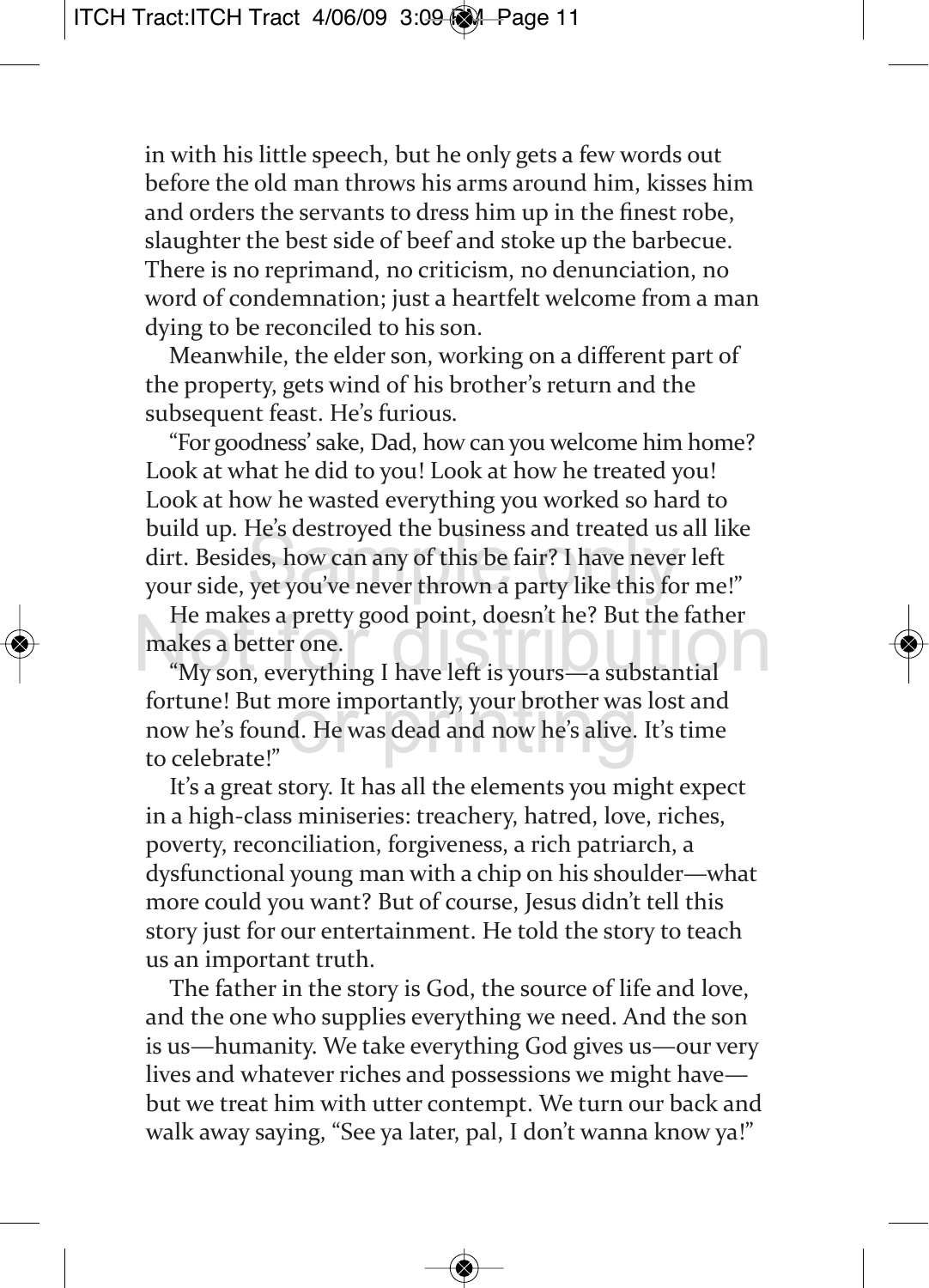in with his little speech, but he only gets a few words out before the old man throws his arms around him, kisses him and orders the servants to dress him up in the finest robe, slaughter the best side of beef and stoke up the barbecue. There is no reprimand, no criticism, no denunciation, no word of condemnation; just a heartfelt welcome from a man dying to be reconciled to his son.

Meanwhile, the elder son, working on a different part of the property, gets wind of his brother's return and the subsequent feast. He's furious.

"For goodness' sake, Dad, how can you welcome him home? Look at what he did to you! Look at how he treated you! Look at how he wasted everything you worked so hard to build up. He's destroyed the business and treated us all like dirt. Besides, how can any of this be fair? I have never left your side, yet you've never thrown a party like this for me!"

He makes a pretty good point, doesn't he? But the father makes a better one.

"My son, everything I have left is yours—a substantial fortune! But more importantly, your brother was lost and now he's found. He was dead and now he's alive. It's time to celebrate!"

It's a great story. It has all the elements you might expect in a high-class miniseries: treachery, hatred, love, riches, poverty, reconciliation, forgiveness, a rich patriarch, a dysfunctional young man with a chip on his shoulder—what more could you want? But of course, Jesus didn't tell this story just for our entertainment. He told the story to teach us an important truth.

The father in the story is God, the source of life and love, and the one who supplies everything we need. And the son is us—humanity. We take everything God gives us—our very lives and whatever riches and possessions we might have—but we treat him with utter contempt. We turn our back and walk away saying, "See ya later, pal, I don't wanna know ya!"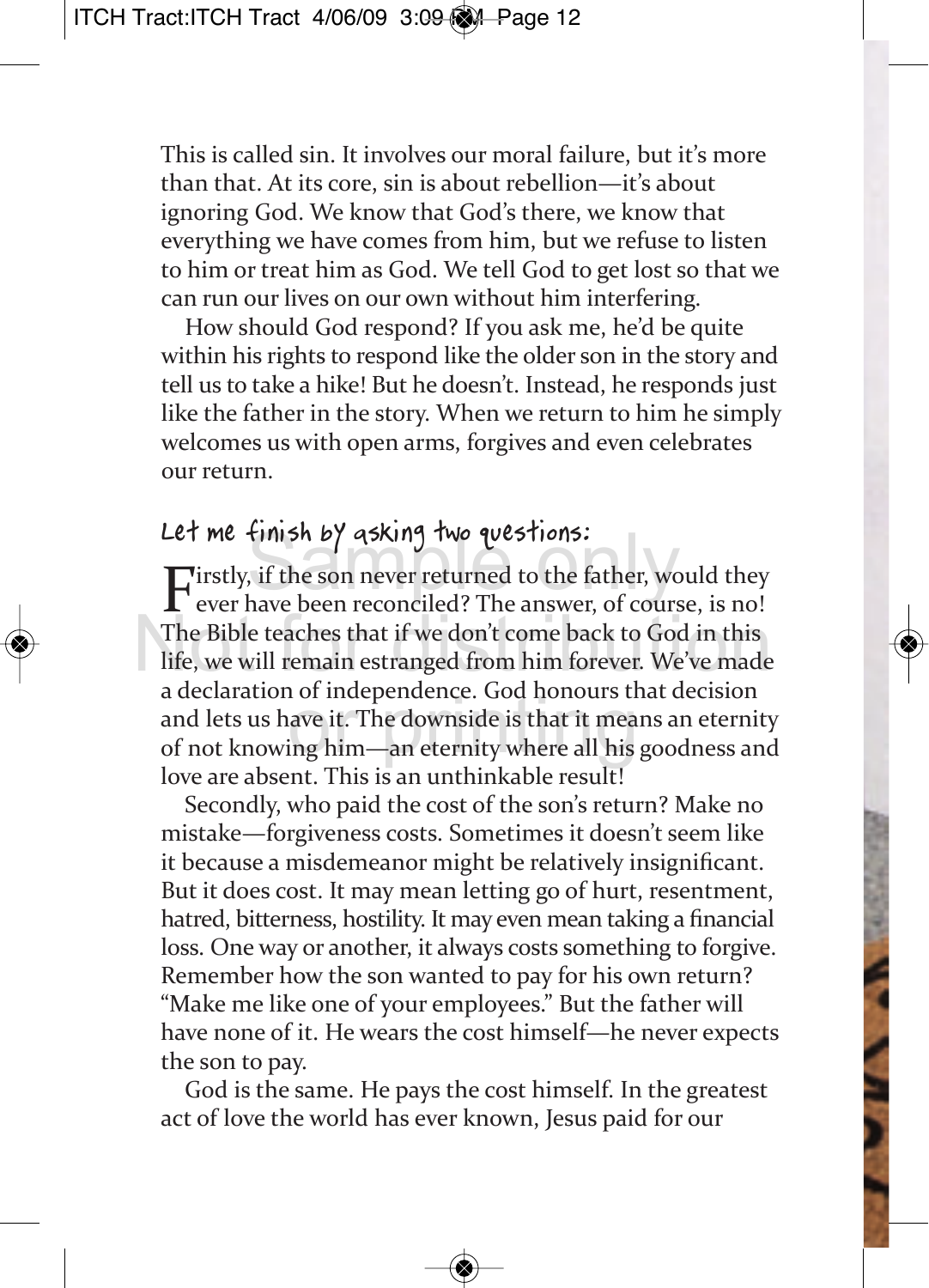This is called sin. It involves our moral failure, but it's more than that. At its core, sin is about rebellion—it's about ignoring God. We know that God's there, we know that everything we have comes from him, but we refuse to listen to him or treat him as God. We tell God to get lost so that we can run our lives on our own without him interfering.

How should God respond? If you ask me, he'd be quite within his rights to respond like the older son in the story and tell us to take a hike! But he doesn't. Instead, he responds just like the father in the story. When we return to him he simply welcomes us with open arms, forgives and even celebrates our return.

### Let me finish by asking two questions:

Firstly, if the son never returned to the father, would they ever have been reconciled? The answer, of course, is no! The Bible teaches that if we don't come back to God in this life, we will remain estranged from him forever. We've made a declaration of independence. God honours that decision and lets us have it. The downside is that it means an eternity of not knowing him—an eternity where all his goodness and love are absent. This is an unthinkable result!

Secondly, who paid the cost of the son's return? Make no mistake—forgiveness costs. Sometimes it doesn't seem like it because a misdemeanor might be relatively insignificant. But it does cost. It may mean letting go of hurt, resentment, hatred, bitterness, hostility. It may even mean taking a financial loss. One way or another, it always costs something to forgive. Remember how the son wanted to pay for his own return? "Make me like one of your employees." But the father will have none of it. He wears the cost himself—he never expects the son to pay.

God is the same. He pays the cost himself. In the greatest act of love the world has ever known, Jesus paid for our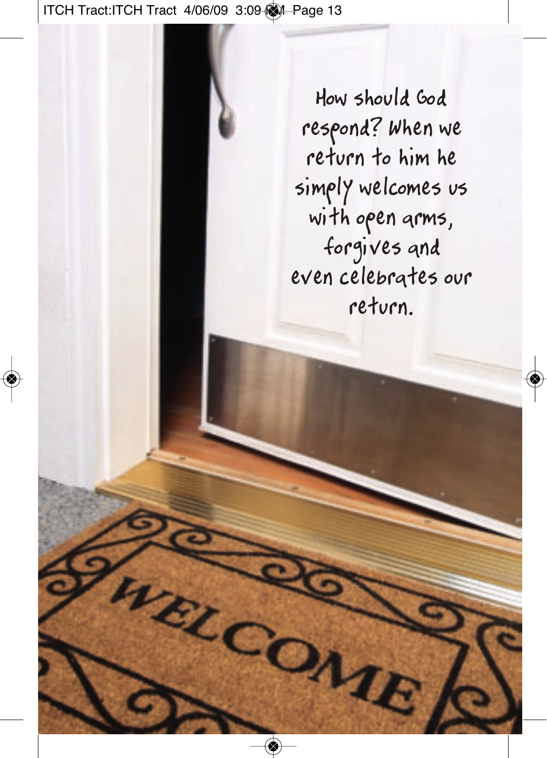How should God respond? When we return to him he simply welcomes us with open arms, forgives and even celebrates our return.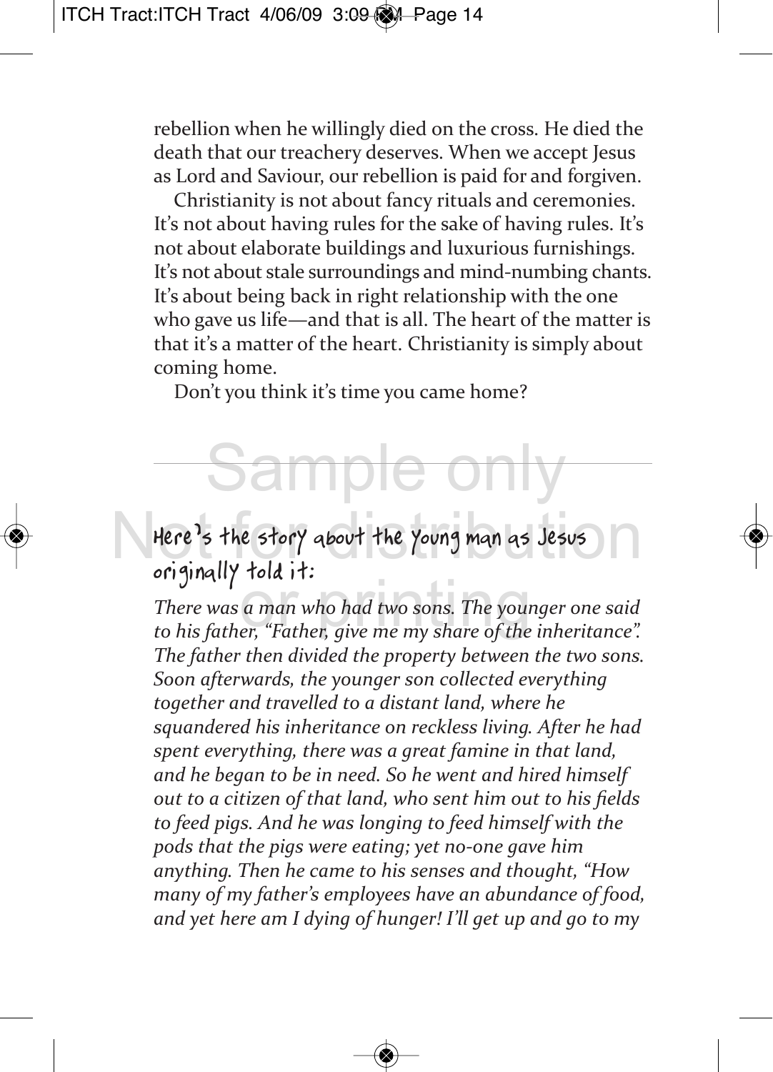rebellion when he willingly died on the cross. He died the death that our treachery deserves. When we accept Jesus as Lord and Saviour, our rebellion is paid for and forgiven.

Christianity is not about fancy rituals and ceremonies. It's not about having rules for the sake of having rules. It's not about elaborate buildings and luxurious furnishings. It's not about stale surroundings and mind-numbing chants. It's about being back in right relationship with the one who gave us life—and that is all. The heart of the matter is that it's a matter of the heart. Christianity is simply about coming home.

Don't you think it's time you came home?

---

## Here's the story about the young man as Jesus originally told it:

*There was a man who had two sons. The younger one said to his father, "Father, give me my share of the inheritance". The father then divided the property between the two sons. Soon afterwards, the younger son collected everything together and travelled to a distant land, where he squandered his inheritance on reckless living. After he had spent everything, there was a great famine in that land, and he began to be in need. So he went and hired himself out to a citizen of that land, who sent him out to his fields to feed pigs. And he was longing to feed himself with the pods that the pigs were eating; yet no-one gave him anything. Then he came to his senses and thought, "How many of my father's employees have an abundance of food, and yet here am I dying of hunger! I'll get up and go to my*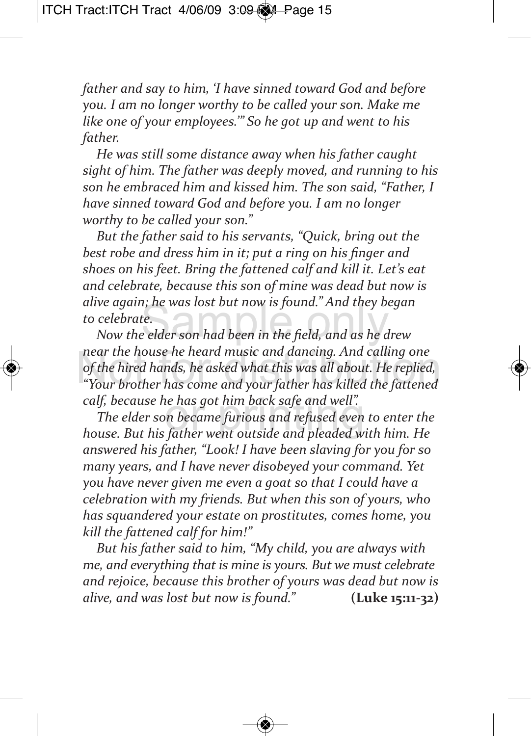*father and say to him, 'I have sinned toward God and before you. I am no longer worthy to be called your son. Make me like one of your employees.'" So he got up and went to his father.*

*He was still some distance away when his father caught sight of him. The father was deeply moved, and running to his son he embraced him and kissed him. The son said, "Father, I have sinned toward God and before you. I am no longer worthy to be called your son."*

*But the father said to his servants, "Quick, bring out the best robe and dress him in it; put a ring on his finger and shoes on his feet. Bring the fattened calf and kill it. Let's eat and celebrate, because this son of mine was dead but now is alive again; he was lost but now is found." And they began to celebrate.*

*Now the elder son had been in the field, and as he drew near the house he heard music and dancing. And calling one of the hired hands, he asked what this was all about. He replied, "Your brother has come and your father has killed the fattened calf, because he has got him back safe and well".*

*The elder son became furious and refused even to enter the house. But his father went outside and pleaded with him. He answered his father, "Look! I have been slaving for you for so many years, and I have never disobeyed your command. Yet you have never given me even a goat so that I could have a celebration with my friends. But when this son of yours, who has squandered your estate on prostitutes, comes home, you kill the fattened calf for him!"*

*But his father said to him, "My child, you are always with me, and everything that is mine is yours. But we must celebrate and rejoice, because this brother of yours was dead but now is alive, and was lost but now is found."* **(Luke 15:11-32)**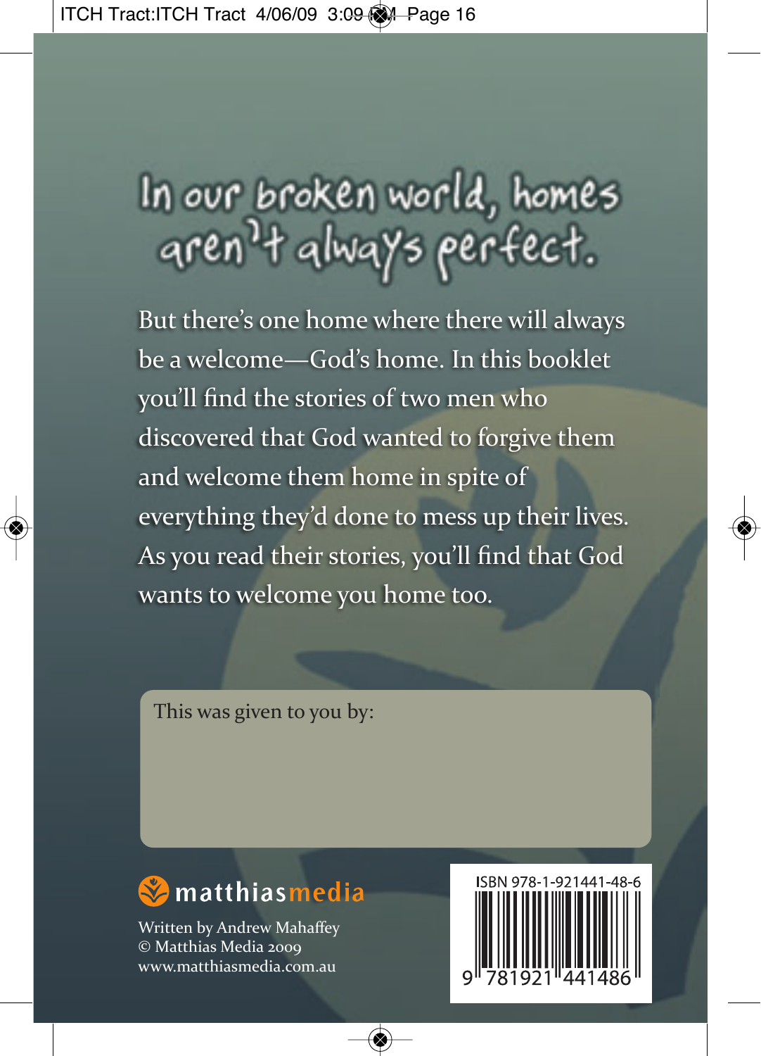# In our broken world, homes aren't always perfect.

But there's one home where there will always be a welcome—God's home. In this booklet you'll find the stories of two men who discovered that God wanted to forgive them and welcome them home in spite of everything they'd done to mess up their lives. As you read their stories, you'll find that God wants to welcome you home too.

This was given to you by:

matthiasmedia

Written by Andrew Mahaffey
© Matthias Media 2009
www.matthiasmedia.com.au

ISBN 978-1-921441-48-6

9 781921 441486